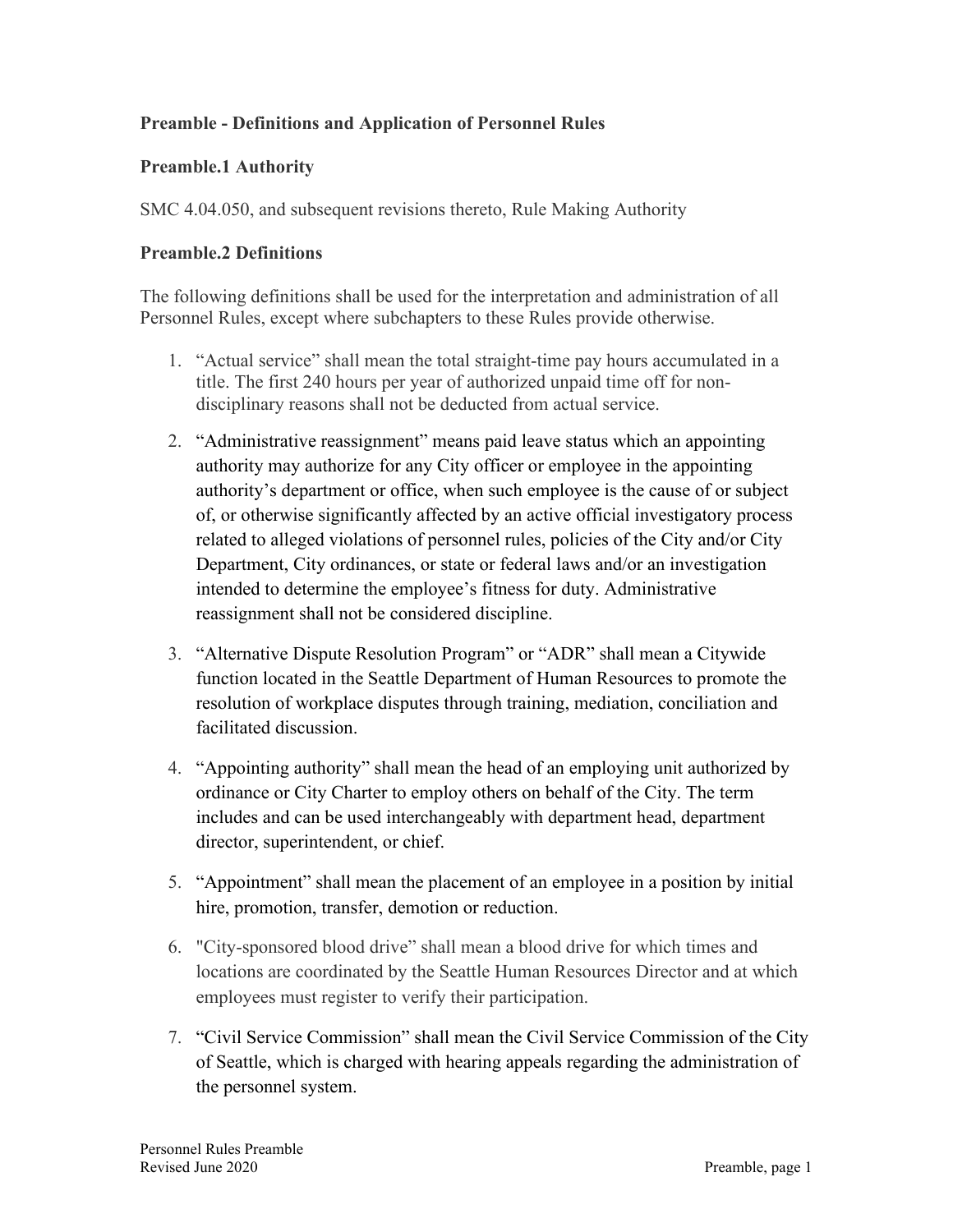### Preamble - Definitions and Application of Personnel Rules

### Preamble.1 Authority

SMC 4.04.050, and subsequent revisions thereto, Rule Making Authority

### Preamble.2 Definitions

The following definitions shall be used for the interpretation and administration of all Personnel Rules, except where subchapters to these Rules provide otherwise.

1. "Actual service" shall mean the total straight-time pay hours accumulated in a title. The first 240 hours per year of authorized unpaid time off for non-disciplinary reasons shall not be deducted from actual service.
2. "Administrative reassignment" means paid leave status which an appointing authority may authorize for any City officer or employee in the appointing authority's department or office, when such employee is the cause of or subject of, or otherwise significantly affected by an active official investigatory process related to alleged violations of personnel rules, policies of the City and/or City Department, City ordinances, or state or federal laws and/or an investigation intended to determine the employee's fitness for duty. Administrative reassignment shall not be considered discipline.
3. "Alternative Dispute Resolution Program" or "ADR" shall mean a Citywide function located in the Seattle Department of Human Resources to promote the resolution of workplace disputes through training, mediation, conciliation and facilitated discussion.
4. "Appointing authority" shall mean the head of an employing unit authorized by ordinance or City Charter to employ others on behalf of the City. The term includes and can be used interchangeably with department head, department director, superintendent, or chief.
5. "Appointment" shall mean the placement of an employee in a position by initial hire, promotion, transfer, demotion or reduction.
6. "City-sponsored blood drive" shall mean a blood drive for which times and locations are coordinated by the Seattle Human Resources Director and at which employees must register to verify their participation.
7. "Civil Service Commission" shall mean the Civil Service Commission of the City of Seattle, which is charged with hearing appeals regarding the administration of the personnel system.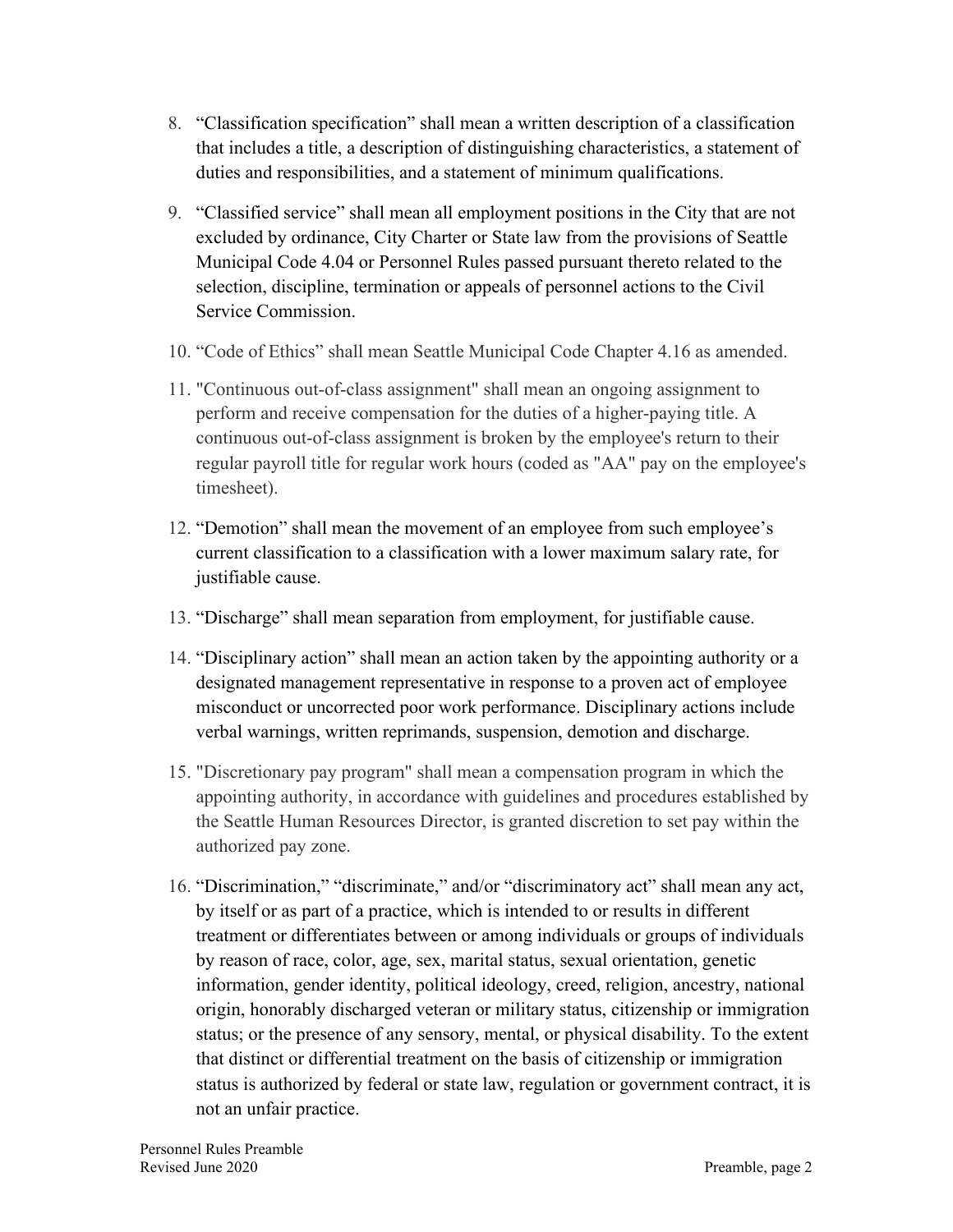8. “Classification specification” shall mean a written description of a classification that includes a title, a description of distinguishing characteristics, a statement of duties and responsibilities, and a statement of minimum qualifications.

9. “Classified service” shall mean all employment positions in the City that are not excluded by ordinance, City Charter or State law from the provisions of Seattle Municipal Code 4.04 or Personnel Rules passed pursuant thereto related to the selection, discipline, termination or appeals of personnel actions to the Civil Service Commission.

10. “Code of Ethics” shall mean Seattle Municipal Code Chapter 4.16 as amended.

11. "Continuous out-of-class assignment" shall mean an ongoing assignment to perform and receive compensation for the duties of a higher-paying title. A continuous out-of-class assignment is broken by the employee's return to their regular payroll title for regular work hours (coded as "AA" pay on the employee's timesheet).

12. “Demotion” shall mean the movement of an employee from such employee’s current classification to a classification with a lower maximum salary rate, for justifiable cause.

13. “Discharge” shall mean separation from employment, for justifiable cause.

14. “Disciplinary action” shall mean an action taken by the appointing authority or a designated management representative in response to a proven act of employee misconduct or uncorrected poor work performance. Disciplinary actions include verbal warnings, written reprimands, suspension, demotion and discharge.

15. "Discretionary pay program" shall mean a compensation program in which the appointing authority, in accordance with guidelines and procedures established by the Seattle Human Resources Director, is granted discretion to set pay within the authorized pay zone.

16. “Discrimination,” “discriminate,” and/or “discriminatory act” shall mean any act, by itself or as part of a practice, which is intended to or results in different treatment or differentiates between or among individuals or groups of individuals by reason of race, color, age, sex, marital status, sexual orientation, genetic information, gender identity, political ideology, creed, religion, ancestry, national origin, honorably discharged veteran or military status, citizenship or immigration status; or the presence of any sensory, mental, or physical disability. To the extent that distinct or differential treatment on the basis of citizenship or immigration status is authorized by federal or state law, regulation or government contract, it is not an unfair practice.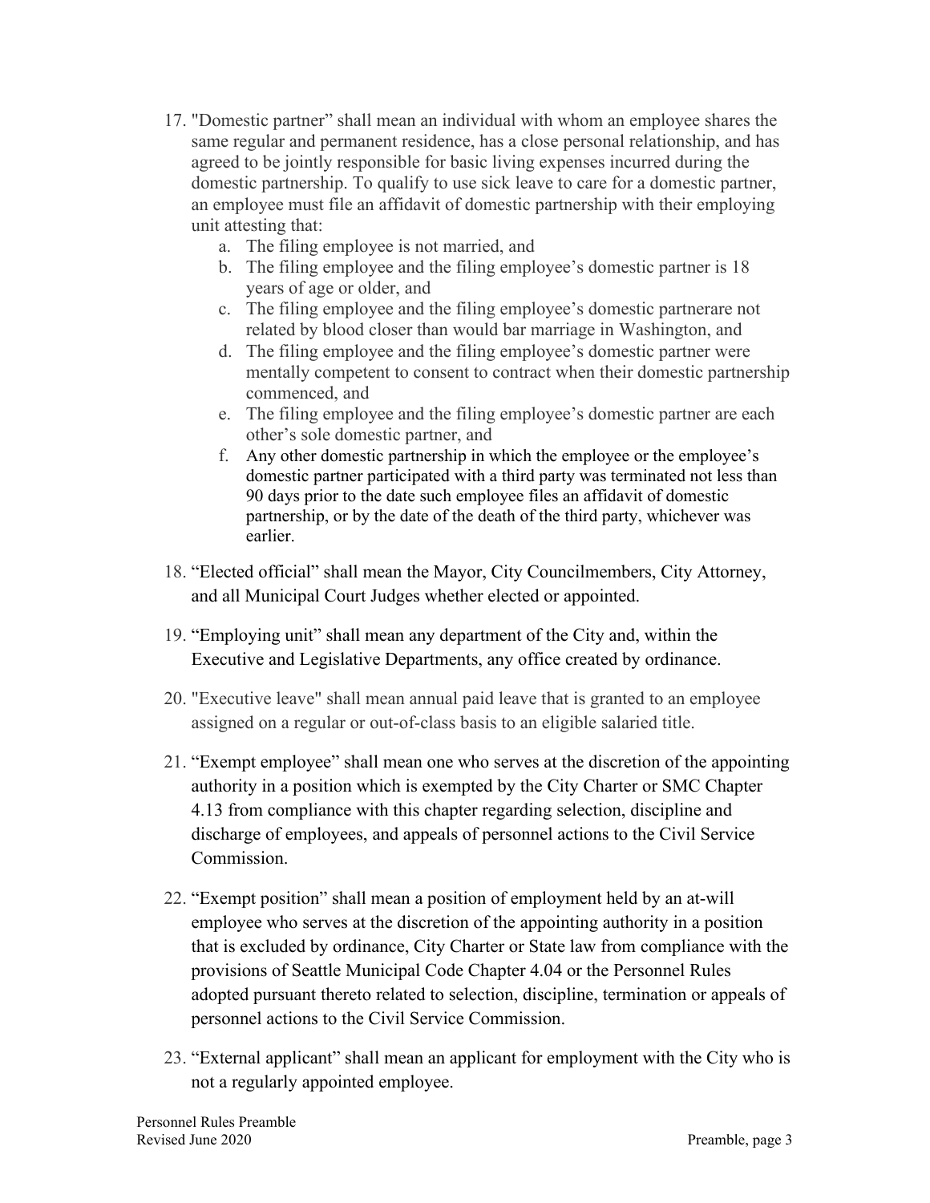17. "Domestic partner" shall mean an individual with whom an employee shares the same regular and permanent residence, has a close personal relationship, and has agreed to be jointly responsible for basic living expenses incurred during the domestic partnership. To qualify to use sick leave to care for a domestic partner, an employee must file an affidavit of domestic partnership with their employing unit attesting that:
    a. The filing employee is not married, and
    b. The filing employee and the filing employee's domestic partner is 18 years of age or older, and
    c. The filing employee and the filing employee's domestic partnerare not related by blood closer than would bar marriage in Washington, and
    d. The filing employee and the filing employee's domestic partner were mentally competent to consent to contract when their domestic partnership commenced, and
    e. The filing employee and the filing employee's domestic partner are each other's sole domestic partner, and
    f. Any other domestic partnership in which the employee or the employee's domestic partner participated with a third party was terminated not less than 90 days prior to the date such employee files an affidavit of domestic partnership, or by the date of the death of the third party, whichever was earlier.

18. "Elected official" shall mean the Mayor, City Councilmembers, City Attorney, and all Municipal Court Judges whether elected or appointed.

19. "Employing unit" shall mean any department of the City and, within the Executive and Legislative Departments, any office created by ordinance.

20. "Executive leave" shall mean annual paid leave that is granted to an employee assigned on a regular or out-of-class basis to an eligible salaried title.

21. "Exempt employee" shall mean one who serves at the discretion of the appointing authority in a position which is exempted by the City Charter or SMC Chapter 4.13 from compliance with this chapter regarding selection, discipline and discharge of employees, and appeals of personnel actions to the Civil Service Commission.

22. "Exempt position" shall mean a position of employment held by an at-will employee who serves at the discretion of the appointing authority in a position that is excluded by ordinance, City Charter or State law from compliance with the provisions of Seattle Municipal Code Chapter 4.04 or the Personnel Rules adopted pursuant thereto related to selection, discipline, termination or appeals of personnel actions to the Civil Service Commission.

23. "External applicant" shall mean an applicant for employment with the City who is not a regularly appointed employee.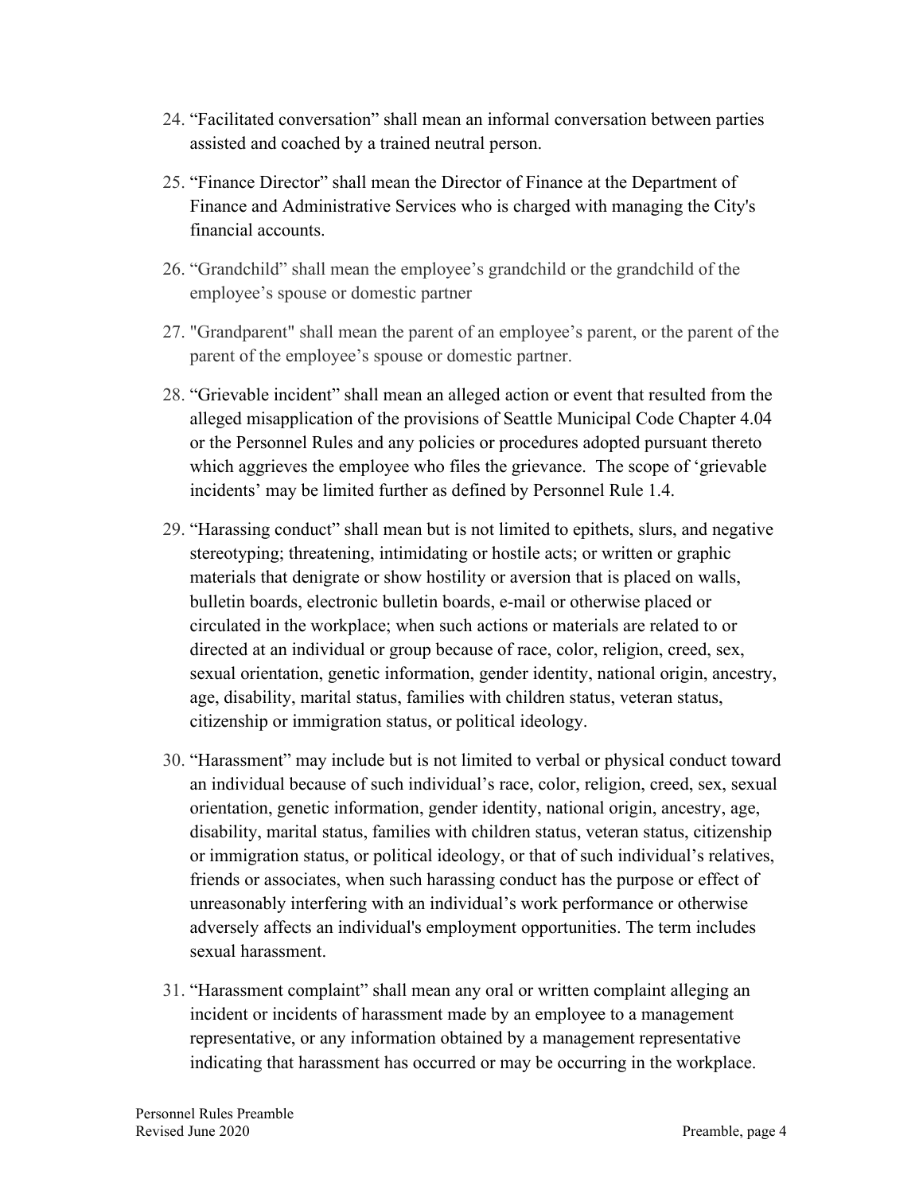24. "Facilitated conversation" shall mean an informal conversation between parties assisted and coached by a trained neutral person.

25. "Finance Director" shall mean the Director of Finance at the Department of Finance and Administrative Services who is charged with managing the City's financial accounts.

26. "Grandchild" shall mean the employee's grandchild or the grandchild of the employee's spouse or domestic partner

27. "Grandparent" shall mean the parent of an employee's parent, or the parent of the parent of the employee's spouse or domestic partner.

28. "Grievable incident" shall mean an alleged action or event that resulted from the alleged misapplication of the provisions of Seattle Municipal Code Chapter 4.04 or the Personnel Rules and any policies or procedures adopted pursuant thereto which aggrieves the employee who files the grievance. The scope of 'grievable incidents' may be limited further as defined by Personnel Rule 1.4.

29. "Harassing conduct" shall mean but is not limited to epithets, slurs, and negative stereotyping; threatening, intimidating or hostile acts; or written or graphic materials that denigrate or show hostility or aversion that is placed on walls, bulletin boards, electronic bulletin boards, e-mail or otherwise placed or circulated in the workplace; when such actions or materials are related to or directed at an individual or group because of race, color, religion, creed, sex, sexual orientation, genetic information, gender identity, national origin, ancestry, age, disability, marital status, families with children status, veteran status, citizenship or immigration status, or political ideology.

30. "Harassment" may include but is not limited to verbal or physical conduct toward an individual because of such individual's race, color, religion, creed, sex, sexual orientation, genetic information, gender identity, national origin, ancestry, age, disability, marital status, families with children status, veteran status, citizenship or immigration status, or political ideology, or that of such individual's relatives, friends or associates, when such harassing conduct has the purpose or effect of unreasonably interfering with an individual's work performance or otherwise adversely affects an individual's employment opportunities. The term includes sexual harassment.

31. "Harassment complaint" shall mean any oral or written complaint alleging an incident or incidents of harassment made by an employee to a management representative, or any information obtained by a management representative indicating that harassment has occurred or may be occurring in the workplace.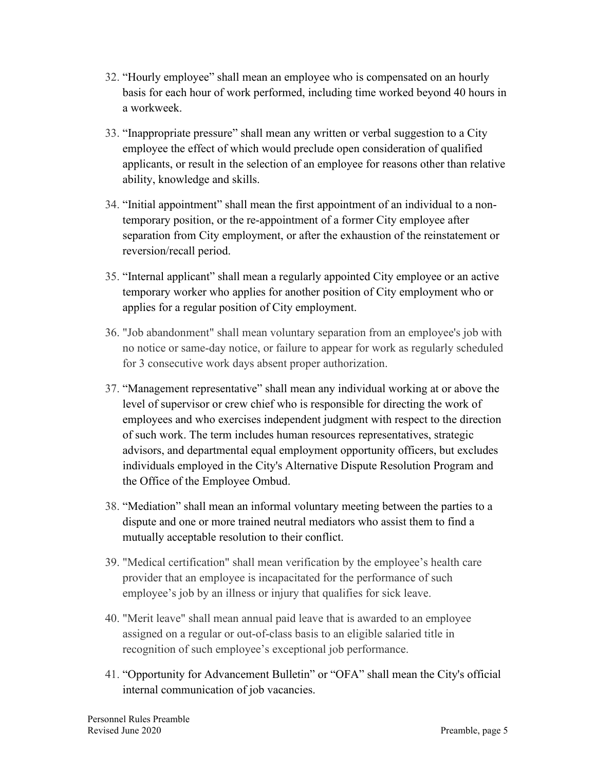32. "Hourly employee" shall mean an employee who is compensated on an hourly basis for each hour of work performed, including time worked beyond 40 hours in a workweek.

33. "Inappropriate pressure" shall mean any written or verbal suggestion to a City employee the effect of which would preclude open consideration of qualified applicants, or result in the selection of an employee for reasons other than relative ability, knowledge and skills.

34. "Initial appointment" shall mean the first appointment of an individual to a non-temporary position, or the re-appointment of a former City employee after separation from City employment, or after the exhaustion of the reinstatement or reversion/recall period.

35. "Internal applicant" shall mean a regularly appointed City employee or an active temporary worker who applies for another position of City employment who or applies for a regular position of City employment.

36. "Job abandonment" shall mean voluntary separation from an employee's job with no notice or same-day notice, or failure to appear for work as regularly scheduled for 3 consecutive work days absent proper authorization.

37. "Management representative" shall mean any individual working at or above the level of supervisor or crew chief who is responsible for directing the work of employees and who exercises independent judgment with respect to the direction of such work. The term includes human resources representatives, strategic advisors, and departmental equal employment opportunity officers, but excludes individuals employed in the City's Alternative Dispute Resolution Program and the Office of the Employee Ombud.

38. "Mediation" shall mean an informal voluntary meeting between the parties to a dispute and one or more trained neutral mediators who assist them to find a mutually acceptable resolution to their conflict.

39. "Medical certification" shall mean verification by the employee's health care provider that an employee is incapacitated for the performance of such employee's job by an illness or injury that qualifies for sick leave.

40. "Merit leave" shall mean annual paid leave that is awarded to an employee assigned on a regular or out-of-class basis to an eligible salaried title in recognition of such employee's exceptional job performance.

41. "Opportunity for Advancement Bulletin" or "OFA" shall mean the City's official internal communication of job vacancies.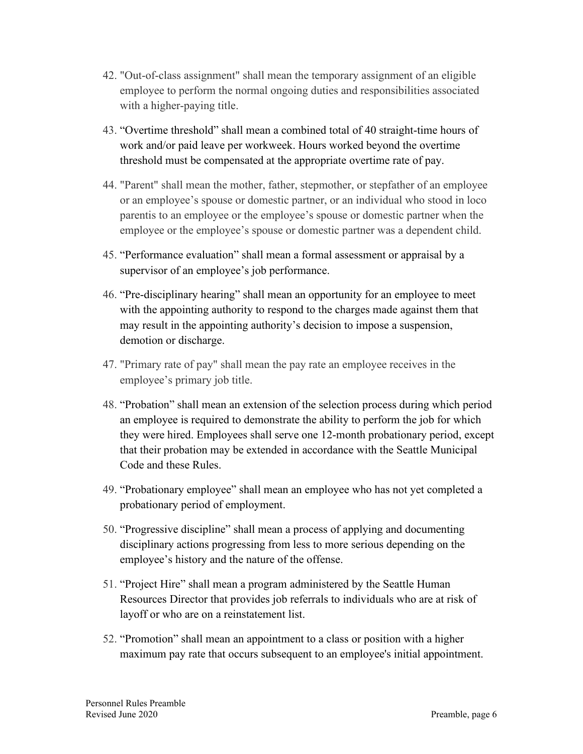42. "Out-of-class assignment" shall mean the temporary assignment of an eligible employee to perform the normal ongoing duties and responsibilities associated with a higher-paying title.

43. “Overtime threshold” shall mean a combined total of 40 straight-time hours of work and/or paid leave per workweek. Hours worked beyond the overtime threshold must be compensated at the appropriate overtime rate of pay.

44. "Parent" shall mean the mother, father, stepmother, or stepfather of an employee or an employee’s spouse or domestic partner, or an individual who stood in loco parentis to an employee or the employee’s spouse or domestic partner when the employee or the employee’s spouse or domestic partner was a dependent child.

45. “Performance evaluation” shall mean a formal assessment or appraisal by a supervisor of an employee’s job performance.

46. “Pre-disciplinary hearing” shall mean an opportunity for an employee to meet with the appointing authority to respond to the charges made against them that may result in the appointing authority’s decision to impose a suspension, demotion or discharge.

47. "Primary rate of pay" shall mean the pay rate an employee receives in the employee’s primary job title.

48. “Probation” shall mean an extension of the selection process during which period an employee is required to demonstrate the ability to perform the job for which they were hired. Employees shall serve one 12-month probationary period, except that their probation may be extended in accordance with the Seattle Municipal Code and these Rules.

49. “Probationary employee” shall mean an employee who has not yet completed a probationary period of employment.

50. “Progressive discipline” shall mean a process of applying and documenting disciplinary actions progressing from less to more serious depending on the employee’s history and the nature of the offense.

51. “Project Hire” shall mean a program administered by the Seattle Human Resources Director that provides job referrals to individuals who are at risk of layoff or who are on a reinstatement list.

52. “Promotion” shall mean an appointment to a class or position with a higher maximum pay rate that occurs subsequent to an employee's initial appointment.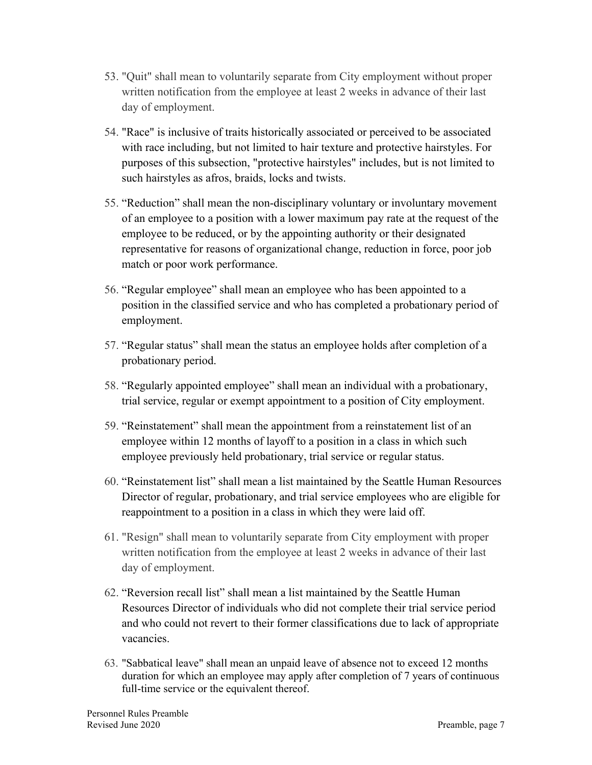53. "Quit" shall mean to voluntarily separate from City employment without proper written notification from the employee at least 2 weeks in advance of their last day of employment.

54. "Race" is inclusive of traits historically associated or perceived to be associated with race including, but not limited to hair texture and protective hairstyles. For purposes of this subsection, "protective hairstyles" includes, but is not limited to such hairstyles as afros, braids, locks and twists.

55. "Reduction" shall mean the non-disciplinary voluntary or involuntary movement of an employee to a position with a lower maximum pay rate at the request of the employee to be reduced, or by the appointing authority or their designated representative for reasons of organizational change, reduction in force, poor job match or poor work performance.

56. "Regular employee" shall mean an employee who has been appointed to a position in the classified service and who has completed a probationary period of employment.

57. "Regular status" shall mean the status an employee holds after completion of a probationary period.

58. "Regularly appointed employee" shall mean an individual with a probationary, trial service, regular or exempt appointment to a position of City employment.

59. "Reinstatement" shall mean the appointment from a reinstatement list of an employee within 12 months of layoff to a position in a class in which such employee previously held probationary, trial service or regular status.

60. "Reinstatement list" shall mean a list maintained by the Seattle Human Resources Director of regular, probationary, and trial service employees who are eligible for reappointment to a position in a class in which they were laid off.

61. "Resign" shall mean to voluntarily separate from City employment with proper written notification from the employee at least 2 weeks in advance of their last day of employment.

62. "Reversion recall list" shall mean a list maintained by the Seattle Human Resources Director of individuals who did not complete their trial service period and who could not revert to their former classifications due to lack of appropriate vacancies.

63. "Sabbatical leave" shall mean an unpaid leave of absence not to exceed 12 months duration for which an employee may apply after completion of 7 years of continuous full-time service or the equivalent thereof.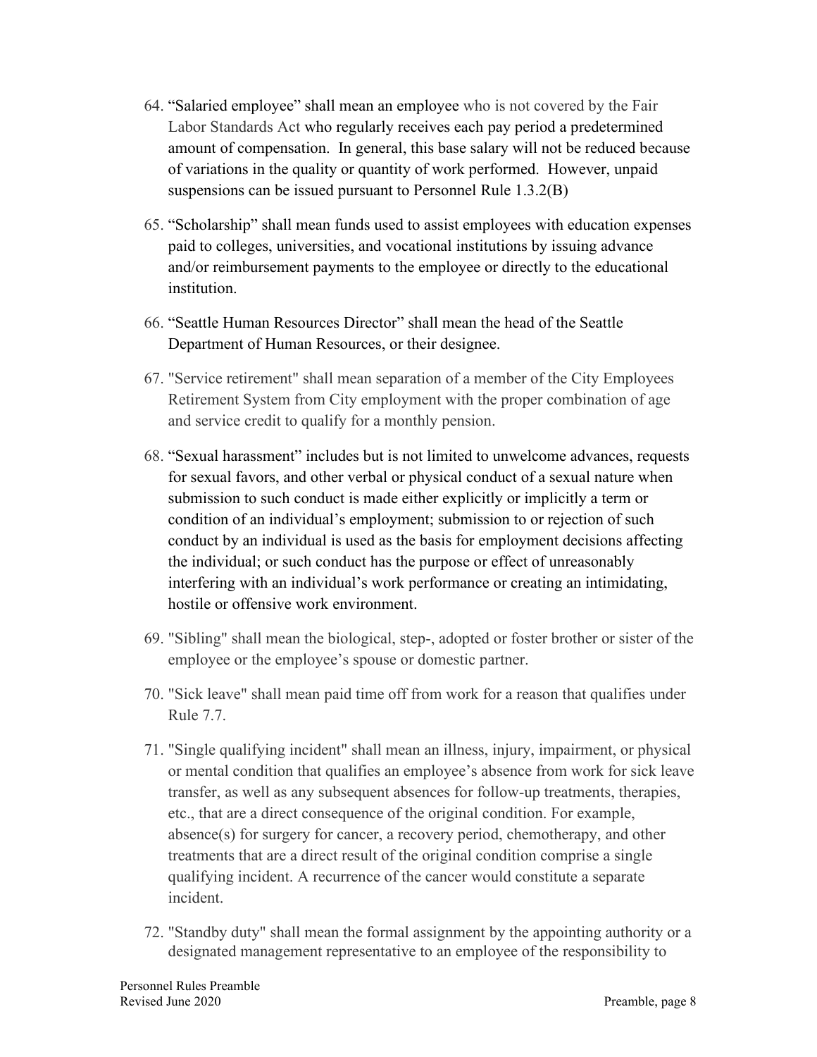64. “Salaried employee” shall mean an employee who is not covered by the Fair Labor Standards Act who regularly receives each pay period a predetermined amount of compensation. In general, this base salary will not be reduced because of variations in the quality or quantity of work performed. However, unpaid suspensions can be issued pursuant to Personnel Rule 1.3.2(B)

65. “Scholarship” shall mean funds used to assist employees with education expenses paid to colleges, universities, and vocational institutions by issuing advance and/or reimbursement payments to the employee or directly to the educational institution.

66. “Seattle Human Resources Director” shall mean the head of the Seattle Department of Human Resources, or their designee.

67. "Service retirement" shall mean separation of a member of the City Employees Retirement System from City employment with the proper combination of age and service credit to qualify for a monthly pension.

68. “Sexual harassment” includes but is not limited to unwelcome advances, requests for sexual favors, and other verbal or physical conduct of a sexual nature when submission to such conduct is made either explicitly or implicitly a term or condition of an individual’s employment; submission to or rejection of such conduct by an individual is used as the basis for employment decisions affecting the individual; or such conduct has the purpose or effect of unreasonably interfering with an individual’s work performance or creating an intimidating, hostile or offensive work environment.

69. "Sibling" shall mean the biological, step-, adopted or foster brother or sister of the employee or the employee’s spouse or domestic partner.

70. "Sick leave" shall mean paid time off from work for a reason that qualifies under Rule 7.7.

71. "Single qualifying incident" shall mean an illness, injury, impairment, or physical or mental condition that qualifies an employee’s absence from work for sick leave transfer, as well as any subsequent absences for follow-up treatments, therapies, etc., that are a direct consequence of the original condition. For example, absence(s) for surgery for cancer, a recovery period, chemotherapy, and other treatments that are a direct result of the original condition comprise a single qualifying incident. A recurrence of the cancer would constitute a separate incident.

72. "Standby duty" shall mean the formal assignment by the appointing authority or a designated management representative to an employee of the responsibility to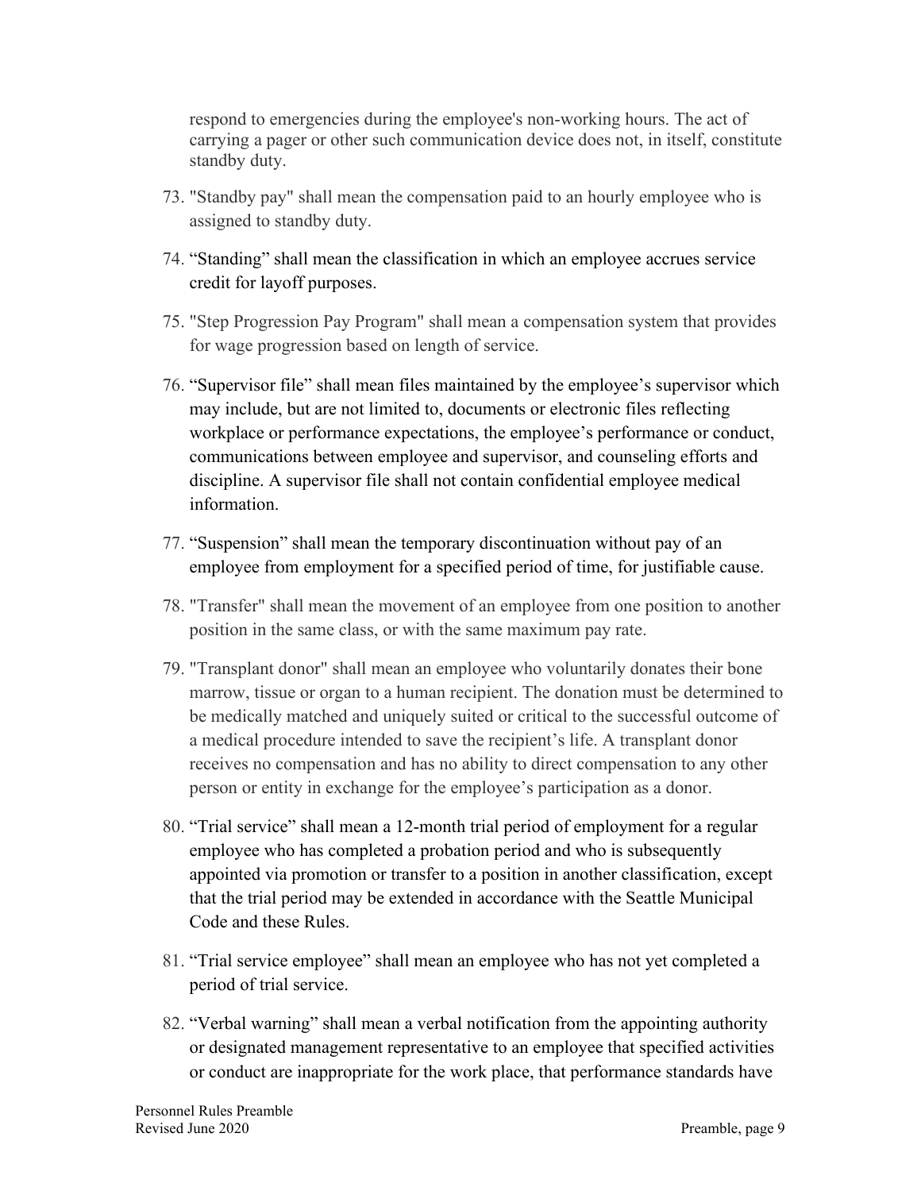respond to emergencies during the employee's non-working hours. The act of carrying a pager or other such communication device does not, in itself, constitute standby duty.

73. "Standby pay" shall mean the compensation paid to an hourly employee who is assigned to standby duty.

74. "Standing" shall mean the classification in which an employee accrues service credit for layoff purposes.

75. "Step Progression Pay Program" shall mean a compensation system that provides for wage progression based on length of service.

76. "Supervisor file" shall mean files maintained by the employee's supervisor which may include, but are not limited to, documents or electronic files reflecting workplace or performance expectations, the employee's performance or conduct, communications between employee and supervisor, and counseling efforts and discipline. A supervisor file shall not contain confidential employee medical information.

77. "Suspension" shall mean the temporary discontinuation without pay of an employee from employment for a specified period of time, for justifiable cause.

78. "Transfer" shall mean the movement of an employee from one position to another position in the same class, or with the same maximum pay rate.

79. "Transplant donor" shall mean an employee who voluntarily donates their bone marrow, tissue or organ to a human recipient. The donation must be determined to be medically matched and uniquely suited or critical to the successful outcome of a medical procedure intended to save the recipient's life. A transplant donor receives no compensation and has no ability to direct compensation to any other person or entity in exchange for the employee's participation as a donor.

80. "Trial service" shall mean a 12-month trial period of employment for a regular employee who has completed a probation period and who is subsequently appointed via promotion or transfer to a position in another classification, except that the trial period may be extended in accordance with the Seattle Municipal Code and these Rules.

81. "Trial service employee" shall mean an employee who has not yet completed a period of trial service.

82. "Verbal warning" shall mean a verbal notification from the appointing authority or designated management representative to an employee that specified activities or conduct are inappropriate for the work place, that performance standards have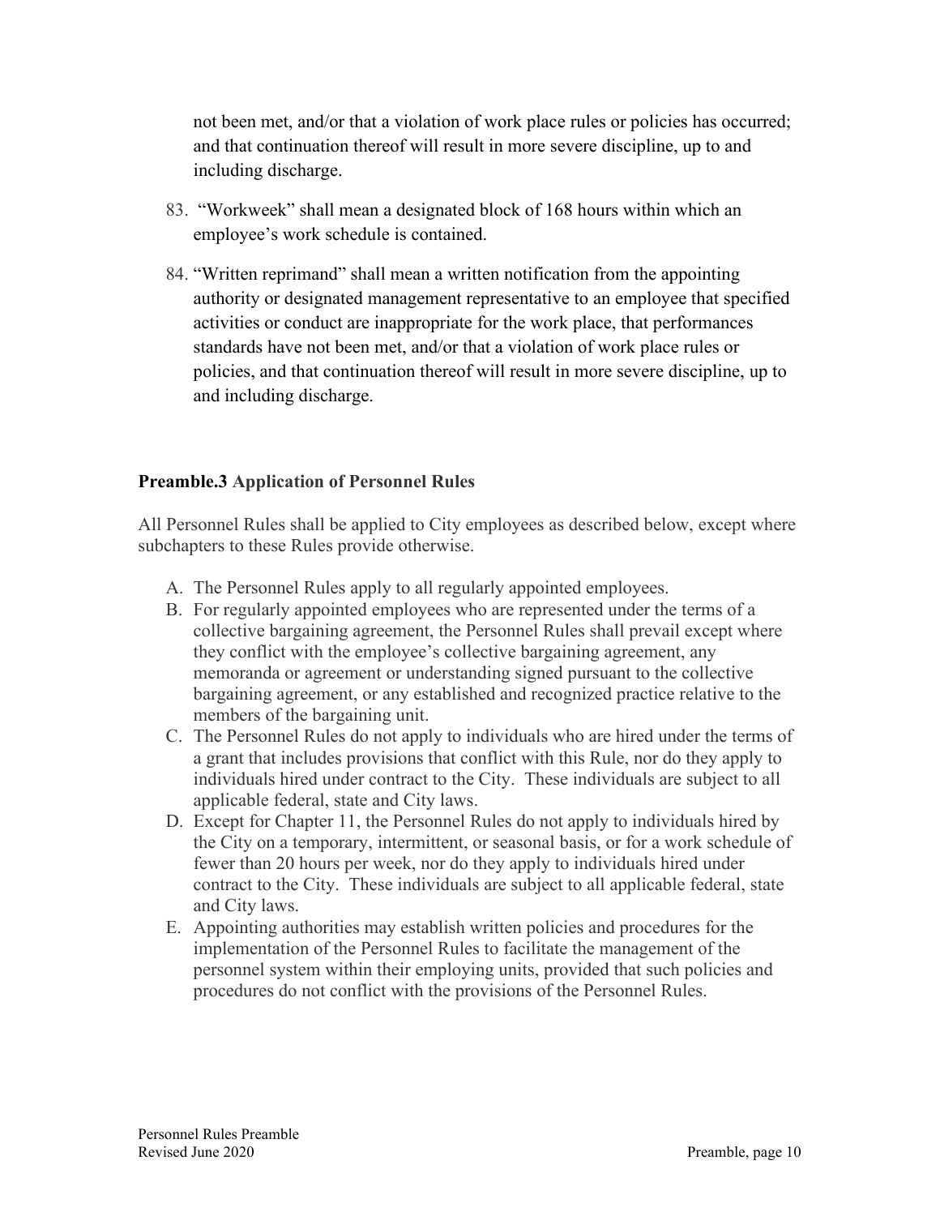not been met, and/or that a violation of work place rules or policies has occurred; and that continuation thereof will result in more severe discipline, up to and including discharge.

83. "Workweek" shall mean a designated block of 168 hours within which an employee's work schedule is contained.

84. "Written reprimand" shall mean a written notification from the appointing authority or designated management representative to an employee that specified activities or conduct are inappropriate for the work place, that performances standards have not been met, and/or that a violation of work place rules or policies, and that continuation thereof will result in more severe discipline, up to and including discharge.

### Preamble.3 Application of Personnel Rules

All Personnel Rules shall be applied to City employees as described below, except where subchapters to these Rules provide otherwise.

A. The Personnel Rules apply to all regularly appointed employees.
B. For regularly appointed employees who are represented under the terms of a collective bargaining agreement, the Personnel Rules shall prevail except where they conflict with the employee's collective bargaining agreement, any memoranda or agreement or understanding signed pursuant to the collective bargaining agreement, or any established and recognized practice relative to the members of the bargaining unit.
C. The Personnel Rules do not apply to individuals who are hired under the terms of a grant that includes provisions that conflict with this Rule, nor do they apply to individuals hired under contract to the City. These individuals are subject to all applicable federal, state and City laws.
D. Except for Chapter 11, the Personnel Rules do not apply to individuals hired by the City on a temporary, intermittent, or seasonal basis, or for a work schedule of fewer than 20 hours per week, nor do they apply to individuals hired under contract to the City. These individuals are subject to all applicable federal, state and City laws.
E. Appointing authorities may establish written policies and procedures for the implementation of the Personnel Rules to facilitate the management of the personnel system within their employing units, provided that such policies and procedures do not conflict with the provisions of the Personnel Rules.